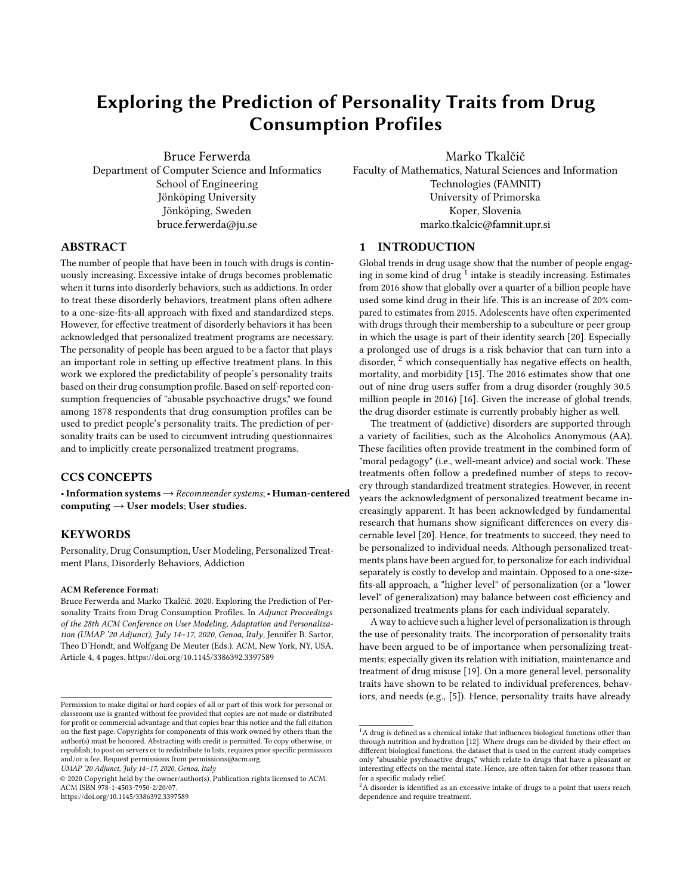# Exploring the Prediction of Personality Traits from Drug Consumption Profiles

Bruce Ferwerda
Department of Computer Science and Informatics
School of Engineering
Jönköping University
Jönköping, Sweden
bruce.ferwerda@ju.se

Marko Tkalčič
Faculty of Mathematics, Natural Sciences and Information Technologies (FAMNIT)
University of Primorska
Koper, Slovenia
marko.tkalcic@famnit.upr.si

## ABSTRACT

The number of people that have been in touch with drugs is continuously increasing. Excessive intake of drugs becomes problematic when it turns into disorderly behaviors, such as addictions. In order to treat these disorderly behaviors, treatment plans often adhere to a one-size-fits-all approach with fixed and standardized steps. However, for effective treatment of disorderly behaviors it has been acknowledged that personalized treatment programs are necessary. The personality of people has been argued to be a factor that plays an important role in setting up effective treatment plans. In this work we explored the predictability of people's personality traits based on their drug consumption profile. Based on self-reported consumption frequencies of "abusable psychoactive drugs," we found among 1878 respondents that drug consumption profiles can be used to predict people's personality traits. The prediction of personality traits can be used to circumvent intruding questionnaires and to implicitly create personalized treatment programs.

## CCS CONCEPTS

• **Information systems** → *Recommender systems*; • **Human-centered computing** → **User models**; **User studies**.

## KEYWORDS

Personality, Drug Consumption, User Modeling, Personalized Treatment Plans, Disorderly Behaviors, Addiction

**ACM Reference Format:**
Bruce Ferwerda and Marko Tkalčič. 2020. Exploring the Prediction of Personality Traits from Drug Consumption Profiles. In *Adjunct Proceedings of the 28th ACM Conference on User Modeling, Adaptation and Personalization (UMAP '20 Adjunct), July 14–17, 2020, Genoa, Italy*, Jennifer B. Sartor, Theo D'Hondt, and Wolfgang De Meuter (Eds.). ACM, New York, NY, USA, Article 4, 4 pages. https://doi.org/10.1145/3386392.3397589

Permission to make digital or hard copies of all or part of this work for personal or classroom use is granted without fee provided that copies are not made or distributed for profit or commercial advantage and that copies bear this notice and the full citation on the first page. Copyrights for components of this work owned by others than the author(s) must be honored. Abstracting with credit is permitted. To copy otherwise, or republish, to post on servers or to redistribute to lists, requires prior specific permission and/or a fee. Request permissions from permissions@acm.org.
*UMAP '20 Adjunct, July 14–17, 2020, Genoa, Italy*
© 2020 Copyright held by the owner/author(s). Publication rights licensed to ACM.
ACM ISBN 978-1-4503-7950-2/20/07.
https://doi.org/10.1145/3386392.3397589

## 1 INTRODUCTION

Global trends in drug usage show that the number of people engaging in some kind of drug [1] intake is steadily increasing. Estimates from 2016 show that globally over a quarter of a billion people have used some kind drug in their life. This is an increase of 20% compared to estimates from 2015. Adolescents have often experimented with drugs through their membership to a subculture or peer group in which the usage is part of their identity search [20]. Especially a prolonged use of drugs is a risk behavior that can turn into a disorder, [2] which consequentially has negative effects on health, mortality, and morbidity [15]. The 2016 estimates show that one out of nine drug users suffer from a drug disorder (roughly 30.5 million people in 2016) [16]. Given the increase of global trends, the drug disorder estimate is currently probably higher as well.

The treatment of (addictive) disorders are supported through a variety of facilities, such as the Alcoholics Anonymous (AA). These facilities often provide treatment in the combined form of "moral pedagogy" (i.e., well-meant advice) and social work. These treatments often follow a predefined number of steps to recovery through standardized treatment strategies. However, in recent years the acknowledgment of personalized treatment became increasingly apparent. It has been acknowledged by fundamental research that humans show significant differences on every discernable level [20]. Hence, for treatments to succeed, they need to be personalized to individual needs. Although personalized treatments plans have been argued for, to personalize for each individual separately is costly to develop and maintain. Opposed to a one-size-fits-all approach, a "higher level" of personalization (or a "lower level" of generalization) may balance between cost efficiency and personalized treatments plans for each individual separately.

A way to achieve such a higher level of personalization is through the use of personality traits. The incorporation of personality traits have been argued to be of importance when personalizing treatments; especially given its relation with initiation, maintenance and treatment of drug misuse [19]. On a more general level, personality traits have shown to be related to individual preferences, behaviors, and needs (e.g., [5]). Hence, personality traits have already

[1] A drug is defined as a chemical intake that influences biological functions other than through nutrition and hydration [12]. Where drugs can be divided by their effect on different biological functions, the dataset that is used in the current study comprises only "abusable psychoactive drugs," which relate to drugs that have a pleasant or interesting effects on the mental state. Hence, are often taken for other reasons than for a specific malady relief.

[2] A disorder is identified as an excessive intake of drugs to a point that users reach dependence and require treatment.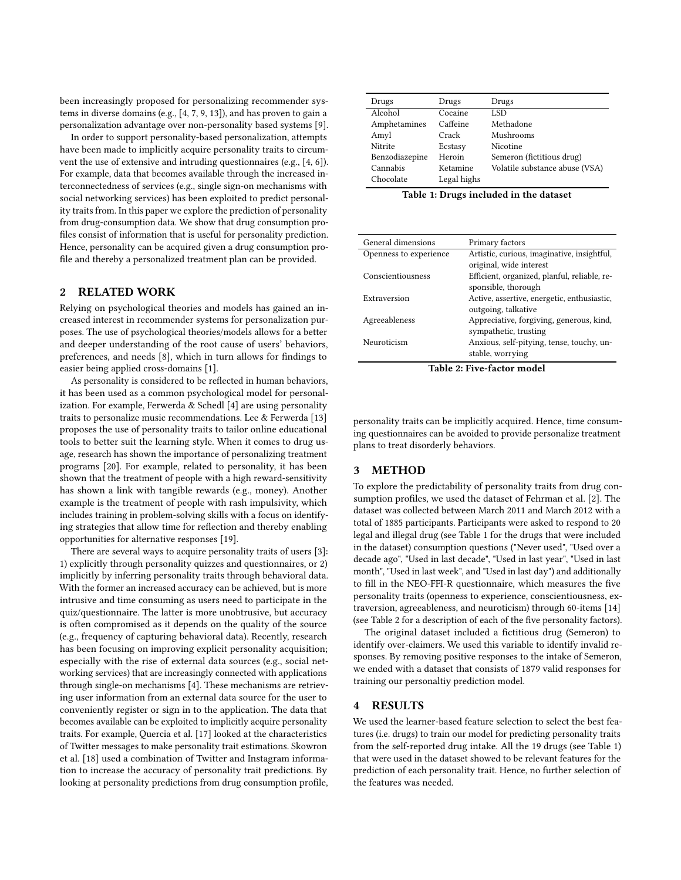been increasingly proposed for personalizing recommender systems in diverse domains (e.g., [4, 7, 9, 13]), and has proven to gain a personalization advantage over non-personality based systems [9].

In order to support personality-based personalization, attempts have been made to implicitly acquire personality traits to circumvent the use of extensive and intruding questionnaires (e.g., [4, 6]). For example, data that becomes available through the increased interconnectedness of services (e.g., single sign-on mechanisms with social networking services) has been exploited to predict personality traits from. In this paper we explore the prediction of personality from drug-consumption data. We show that drug consumption profiles consist of information that is useful for personality prediction. Hence, personality can be acquired given a drug consumption profile and thereby a personalized treatment plan can be provided.

## 2 RELATED WORK

Relying on psychological theories and models has gained an increased interest in recommender systems for personalization purposes. The use of psychological theories/models allows for a better and deeper understanding of the root cause of users' behaviors, preferences, and needs [8], which in turn allows for findings to easier being applied cross-domains [1].

As personality is considered to be reflected in human behaviors, it has been used as a common psychological model for personalization. For example, Ferwerda & Schedl [4] are using personality traits to personalize music recommendations. Lee & Ferwerda [13] proposes the use of personality traits to tailor online educational tools to better suit the learning style. When it comes to drug usage, research has shown the importance of personalizing treatment programs [20]. For example, related to personality, it has been shown that the treatment of people with a high reward-sensitivity has shown a link with tangible rewards (e.g., money). Another example is the treatment of people with rash impulsivity, which includes training in problem-solving skills with a focus on identifying strategies that allow time for reflection and thereby enabling opportunities for alternative responses [19].

There are several ways to acquire personality traits of users [3]: 1) explicitly through personality quizzes and questionnaires, or 2) implicitly by inferring personality traits through behavioral data. With the former an increased accuracy can be achieved, but is more intrusive and time consuming as users need to participate in the quiz/questionnaire. The latter is more unobtrusive, but accuracy is often compromised as it depends on the quality of the source (e.g., frequency of capturing behavioral data). Recently, research has been focusing on improving explicit personality acquisition; especially with the rise of external data sources (e.g., social networking services) that are increasingly connected with applications through single-on mechanisms [4]. These mechanisms are retrieving user information from an external data source for the user to conveniently register or sign in to the application. The data that becomes available can be exploited to implicitly acquire personality traits. For example, Quercia et al. [17] looked at the characteristics of Twitter messages to make personality trait estimations. Skowron et al. [18] used a combination of Twitter and Instagram information to increase the accuracy of personality trait predictions. By looking at personality predictions from drug consumption profile, personality traits can be implicitly acquired. Hence, time consuming questionnaires can be avoided to provide personalize treatment plans to treat disorderly behaviors.

| Drugs | Drugs | Drugs |
|---|---|---|
| Alcohol | Cocaine | LSD |
| Amphetamines | Caffeine | Methadone |
| Amyl | Crack | Mushrooms |
| Nitrite | Ecstasy | Nicotine |
| Benzodiazepine | Heroin | Semeron (fictitious drug) |
| Cannabis | Ketamine | Volatile substance abuse (VSA) |
| Chocolate | Legal highs | |

**Table 1: Drugs included in the dataset**

| General dimensions | Primary factors |
|---|---|
| Openness to experience | Artistic, curious, imaginative, insightful, original, wide interest |
| Conscientiousness | Efficient, organized, planful, reliable, responsible, thorough |
| Extraversion | Active, assertive, energetic, enthusiastic, outgoing, talkative |
| Agreeableness | Appreciative, forgiving, generous, kind, sympathetic, trusting |
| Neuroticism | Anxious, self-pitying, tense, touchy, unstable, worrying |

**Table 2: Five-factor model**

## 3 METHOD

To explore the predictability of personality traits from drug consumption profiles, we used the dataset of Fehrman et al. [2]. The dataset was collected between March 2011 and March 2012 with a total of 1885 participants. Participants were asked to respond to 20 legal and illegal drug (see Table 1 for the drugs that were included in the dataset) consumption questions ("Never used", "Used over a decade ago", "Used in last decade", "Used in last year", "Used in last month", "Used in last week", and "Used in last day") and additionally to fill in the NEO-FFI-R questionnaire, which measures the five personality traits (openness to experience, conscientiousness, extraversion, agreeableness, and neuroticism) through 60-items [14] (see Table 2 for a description of each of the five personality factors).

The original dataset included a fictitious drug (Semeron) to identify over-claimers. We used this variable to identify invalid responses. By removing positive responses to the intake of Semeron, we ended with a dataset that consists of 1879 valid responses for training our personaltiy prediction model.

## 4 RESULTS

We used the learner-based feature selection to select the best features (i.e. drugs) to train our model for predicting personality traits from the self-reported drug intake. All the 19 drugs (see Table 1) that were used in the dataset showed to be relevant features for the prediction of each personality trait. Hence, no further selection of the features was needed.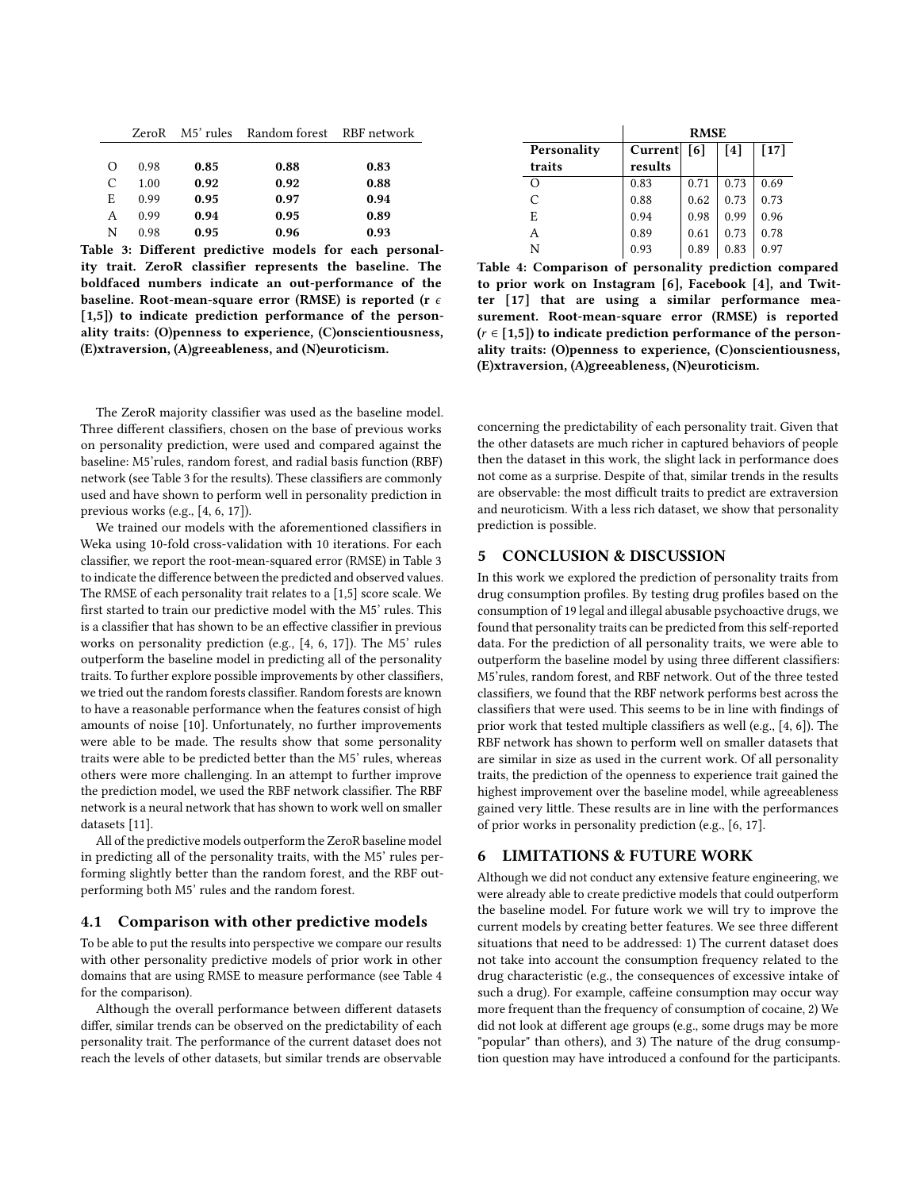| | ZeroR | M5' rules | Random forest | RBF network |
|---|---|---|---|---|
| O | 0.98 | **0.85** | **0.88** | **0.83** |
| C | 1.00 | **0.92** | **0.92** | **0.88** |
| E | 0.99 | **0.95** | **0.97** | **0.94** |
| A | 0.99 | **0.94** | **0.95** | **0.89** |
| N | 0.98 | **0.95** | **0.96** | **0.93** |

**Table 3: Different predictive models for each personality trait. ZeroR classifier represents the baseline. The boldfaced numbers indicate an out-performance of the baseline. Root-mean-square error (RMSE) is reported (r $\in$ [1,5]) to indicate prediction performance of the personality traits: (O)penness to experience, (C)onscientiousness, (E)xtraversion, (A)greeableness, and (N)euroticism.**

| | RMSE | | | |
|---|---|---|---|---|
| **Personality traits** | **Current results** | **[6]** | **[4]** | **[17]** |
| O | 0.83 | 0.71 | 0.73 | 0.69 |
| C | 0.88 | 0.62 | 0.73 | 0.73 |
| E | 0.94 | 0.98 | 0.99 | 0.96 |
| A | 0.89 | 0.61 | 0.73 | 0.78 |
| N | 0.93 | 0.89 | 0.83 | 0.97 |

**Table 4: Comparison of personality prediction compared to prior work on Instagram [6], Facebook [4], and Twitter [17] that are using a similar performance measurement. Root-mean-square error (RMSE) is reported ($r \in [1,5]$) to indicate prediction performance of the personality traits: (O)penness to experience, (C)onscientiousness, (E)xtraversion, (A)greeableness, (N)euroticism.**

The ZeroR majority classifier was used as the baseline model. Three different classifiers, chosen on the base of previous works on personality prediction, were used and compared against the baseline: M5'rules, random forest, and radial basis function (RBF) network (see Table 3 for the results). These classifiers are commonly used and have shown to perform well in personality prediction in previous works (e.g., [4, 6, 17]).

We trained our models with the aforementioned classifiers in Weka using 10-fold cross-validation with 10 iterations. For each classifier, we report the root-mean-squared error (RMSE) in Table 3 to indicate the difference between the predicted and observed values. The RMSE of each personality trait relates to a [1,5] score scale. We first started to train our predictive model with the M5' rules. This is a classifier that has shown to be an effective classifier in previous works on personality prediction (e.g., [4, 6, 17]). The M5' rules outperform the baseline model in predicting all of the personality traits. To further explore possible improvements by other classifiers, we tried out the random forests classifier. Random forests are known to have a reasonable performance when the features consist of high amounts of noise [10]. Unfortunately, no further improvements were able to be made. The results show that some personality traits were able to be predicted better than the M5' rules, whereas others were more challenging. In an attempt to further improve the prediction model, we used the RBF network classifier. The RBF network is a neural network that has shown to work well on smaller datasets [11].

All of the predictive models outperform the ZeroR baseline model in predicting all of the personality traits, with the M5' rules performing slightly better than the random forest, and the RBF outperforming both M5' rules and the random forest.

### 4.1 Comparison with other predictive models

To be able to put the results into perspective we compare our results with other personality predictive models of prior work in other domains that are using RMSE to measure performance (see Table 4 for the comparison).

Although the overall performance between different datasets differ, similar trends can be observed on the predictability of each personality trait. The performance of the current dataset does not reach the levels of other datasets, but similar trends are observable concerning the predictability of each personality trait. Given that the other datasets are much richer in captured behaviors of people then the dataset in this work, the slight lack in performance does not come as a surprise. Despite of that, similar trends in the results are observable: the most difficult traits to predict are extraversion and neuroticism. With a less rich dataset, we show that personality prediction is possible.

## 5 CONCLUSION & DISCUSSION

In this work we explored the prediction of personality traits from drug consumption profiles. By testing drug profiles based on the consumption of 19 legal and illegal abusable psychoactive drugs, we found that personality traits can be predicted from this self-reported data. For the prediction of all personality traits, we were able to outperform the baseline model by using three different classifiers: M5'rules, random forest, and RBF network. Out of the three tested classifiers, we found that the RBF network performs best across the classifiers that were used. This seems to be in line with findings of prior work that tested multiple classifiers as well (e.g., [4, 6]). The RBF network has shown to perform well on smaller datasets that are similar in size as used in the current work. Of all personality traits, the prediction of the openness to experience trait gained the highest improvement over the baseline model, while agreeableness gained very little. These results are in line with the performances of prior works in personality prediction (e.g., [6, 17]).

## 6 LIMITATIONS & FUTURE WORK

Although we did not conduct any extensive feature engineering, we were already able to create predictive models that could outperform the baseline model. For future work we will try to improve the current models by creating better features. We see three different situations that need to be addressed: 1) The current dataset does not take into account the consumption frequency related to the drug characteristic (e.g., the consequences of excessive intake of such a drug). For example, caffeine consumption may occur way more frequent than the frequency of consumption of cocaine, 2) We did not look at different age groups (e.g., some drugs may be more "popular" than others), and 3) The nature of the drug consumption question may have introduced a confound for the participants.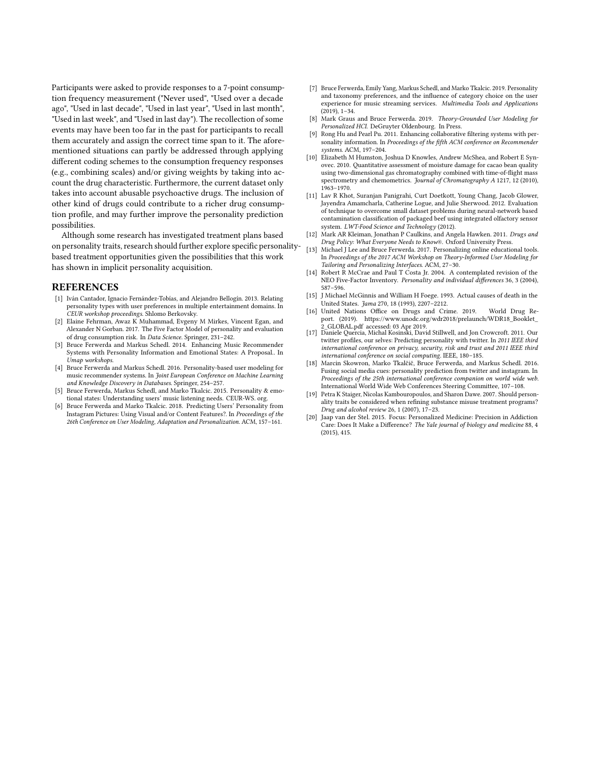Participants were asked to provide responses to a 7-point consumption frequency measurement ("Never used", "Used over a decade ago", "Used in last decade", "Used in last year", "Used in last month", "Used in last week", and "Used in last day"). The recollection of some events may have been too far in the past for participants to recall them accurately and assign the correct time span to it. The aforementioned situations can partly be addressed through applying different coding schemes to the consumption frequency responses (e.g., combining scales) and/or giving weights by taking into account the drug characteristic. Furthermore, the current dataset only takes into account abusable psychoactive drugs. The inclusion of other kind of drugs could contribute to a richer drug consumption profile, and may further improve the personality prediction possibilities.

Although some research has investigated treatment plans based on personality traits, research should further explore specific personality-based treatment opportunities given the possibilities that this work has shown in implicit personality acquisition.

## REFERENCES

[1] Iván Cantador, Ignacio Fernández-Tobías, and Alejandro Bellogín. 2013. Relating personality types with user preferences in multiple entertainment domains. In *CEUR workshop proceedings*. Shlomo Berkovsky.

[2] Elaine Fehrman, Awaz K Muhammad, Evgeny M Mirkes, Vincent Egan, and Alexander N Gorban. 2017. The Five Factor Model of personality and evaluation of drug consumption risk. In *Data Science*. Springer, 231–242.

[3] Bruce Ferwerda and Markus Schedl. 2014. Enhancing Music Recommender Systems with Personality Information and Emotional States: A Proposal.. In *Umap workshops*.

[4] Bruce Ferwerda and Markus Schedl. 2016. Personality-based user modeling for music recommender systems. In *Joint European Conference on Machine Learning and Knowledge Discovery in Databases*. Springer, 254–257.

[5] Bruce Ferwerda, Markus Schedl, and Marko Tkalcic. 2015. Personality & emotional states: Understanding users' music listening needs. CEUR-WS. org.

[6] Bruce Ferwerda and Marko Tkalcic. 2018. Predicting Users' Personality from Instagram Pictures: Using Visual and/or Content Features?. In *Proceedings of the 26th Conference on User Modeling, Adaptation and Personalization*. ACM, 157–161.

[7] Bruce Ferwerda, Emily Yang, Markus Schedl, and Marko Tkalcic. 2019. Personality and taxonomy preferences, and the influence of category choice on the user experience for music streaming services. *Multimedia Tools and Applications* (2019), 1–34.

[8] Mark Graus and Bruce Ferwerda. 2019. *Theory-Grounded User Modeling for Personalized HCI*. DeGruyter Oldenbourg. In Press.

[9] Rong Hu and Pearl Pu. 2011. Enhancing collaborative filtering systems with personality information. In *Proceedings of the fifth ACM conference on Recommender systems*. ACM, 197–204.

[10] Elizabeth M Humston, Joshua D Knowles, Andrew McShea, and Robert E Synovec. 2010. Quantitative assessment of moisture damage for cacao bean quality using two-dimensional gas chromatography combined with time-of-flight mass spectrometry and chemometrics. *Journal of Chromatography A* 1217, 12 (2010), 1963–1970.

[11] Lav R Khot, Suranjan Panigrahi, Curt Doetkott, Young Chang, Jacob Glower, Jayendra Amamcharla, Catherine Logue, and Julie Sherwood. 2012. Evaluation of technique to overcome small dataset problems during neural-network based contamination classification of packaged beef using integrated olfactory sensor system. *LWT-Food Science and Technology* (2012).

[12] Mark AR Kleiman, Jonathan P Caulkins, and Angela Hawken. 2011. *Drugs and Drug Policy: What Everyone Needs to Know®*. Oxford University Press.

[13] Michael J Lee and Bruce Ferwerda. 2017. Personalizing online educational tools. In *Proceedings of the 2017 ACM Workshop on Theory-Informed User Modeling for Tailoring and Personalizing Interfaces*. ACM, 27–30.

[14] Robert R McCrae and Paul T Costa Jr. 2004. A contemplated revision of the NEO Five-Factor Inventory. *Personality and individual differences* 36, 3 (2004), 587–596.

[15] J Michael McGinnis and William H Foege. 1993. Actual causes of death in the United States. *Jama* 270, 18 (1993), 2207–2212.

[16] United Nations Office on Drugs and Crime. 2019. World Drug Report. (2019). https://www.unodc.org/wdr2018/prelaunch/WDR18_Booklet_2_GLOBAL.pdf accessed: 03 Apr 2019.

[17] Daniele Quercia, Michal Kosinski, David Stillwell, and Jon Crowcroft. 2011. Our twitter profiles, our selves: Predicting personality with twitter. In *2011 IEEE third international conference on privacy, security, risk and trust and 2011 IEEE third international conference on social computing*. IEEE, 180–185.

[18] Marcin Skowron, Marko Tkalčič, Bruce Ferwerda, and Markus Schedl. 2016. Fusing social media cues: personality prediction from twitter and instagram. In *Proceedings of the 25th international conference companion on world wide web*. International World Wide Web Conferences Steering Committee, 107–108.

[19] Petra K Staiger, Nicolas Kambouropoulos, and Sharon Dawe. 2007. Should personality traits be considered when refining substance misuse treatment programs? *Drug and alcohol review* 26, 1 (2007), 17–23.

[20] Jaap van der Stel. 2015. Focus: Personalized Medicine: Precision in Addiction Care: Does It Make a Difference? *The Yale journal of biology and medicine* 88, 4 (2015), 415.